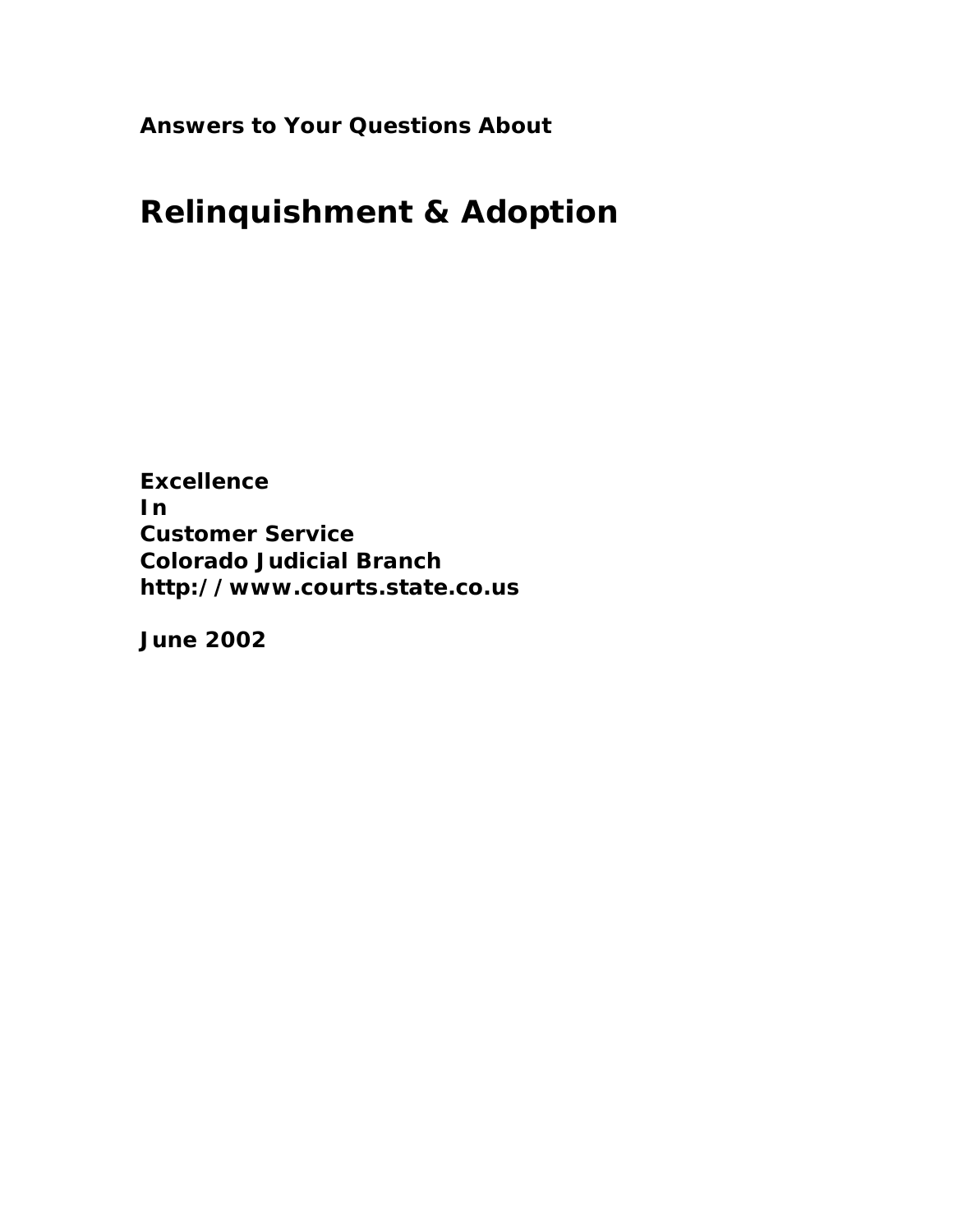**Answers to Your Questions About**

# Relinquishment & Adoption

**Excellence**
**In**
**Customer Service**
**Colorado Judicial Branch**
**http://www.courts.state.co.us**

**June 2002**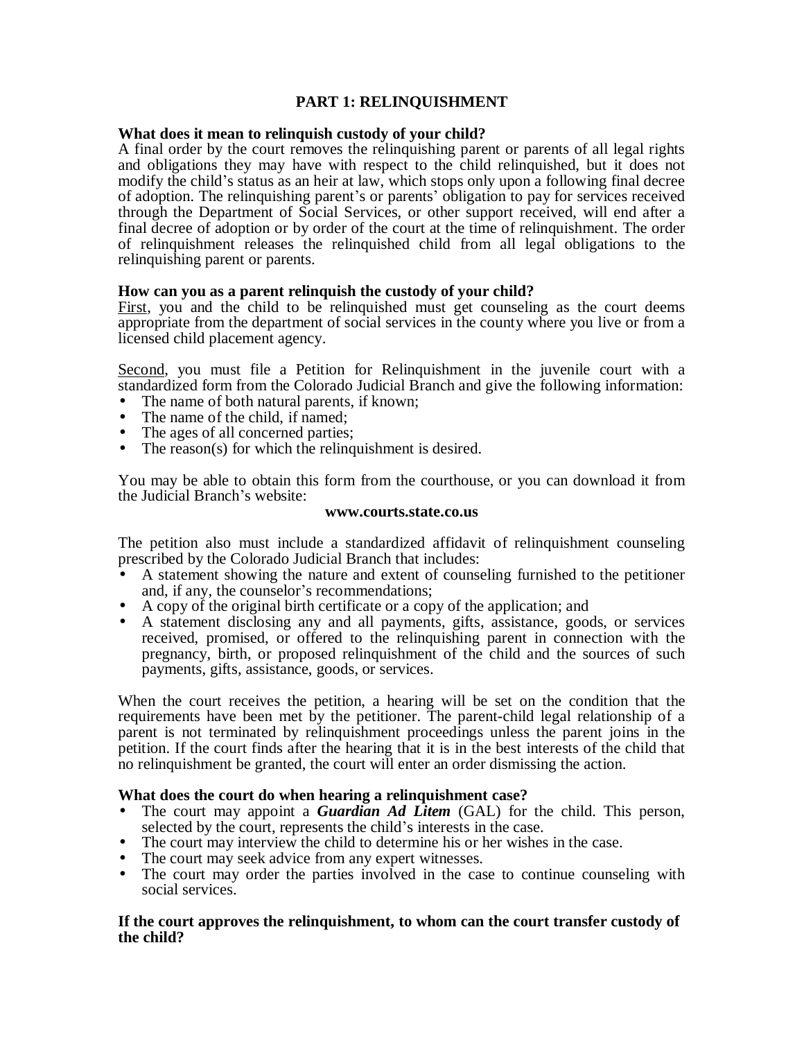## PART 1: RELINQUISHMENT

### What does it mean to relinquish custody of your child?

A final order by the court removes the relinquishing parent or parents of all legal rights and obligations they may have with respect to the child relinquished, but it does not modify the child's status as an heir at law, which stops only upon a following final decree of adoption. The relinquishing parent's or parents' obligation to pay for services received through the Department of Social Services, or other support received, will end after a final decree of adoption or by order of the court at the time of relinquishment. The order of relinquishment releases the relinquished child from all legal obligations to the relinquishing parent or parents.

### How can you as a parent relinquish the custody of your child?

<u>First</u>, you and the child to be relinquished must get counseling as the court deems appropriate from the department of social services in the county where you live or from a licensed child placement agency.

<u>Second</u>, you must file a Petition for Relinquishment in the juvenile court with a standardized form from the Colorado Judicial Branch and give the following information:

- The name of both natural parents, if known;
- The name of the child, if named;
- The ages of all concerned parties;
- The reason(s) for which the relinquishment is desired.

You may be able to obtain this form from the courthouse, or you can download it from the Judicial Branch's website:

**www.courts.state.co.us**

The petition also must include a standardized affidavit of relinquishment counseling prescribed by the Colorado Judicial Branch that includes:

- A statement showing the nature and extent of counseling furnished to the petitioner and, if any, the counselor's recommendations;
- A copy of the original birth certificate or a copy of the application; and
- A statement disclosing any and all payments, gifts, assistance, goods, or services received, promised, or offered to the relinquishing parent in connection with the pregnancy, birth, or proposed relinquishment of the child and the sources of such payments, gifts, assistance, goods, or services.

When the court receives the petition, a hearing will be set on the condition that the requirements have been met by the petitioner. The parent-child legal relationship of a parent is not terminated by relinquishment proceedings unless the parent joins in the petition. If the court finds after the hearing that it is in the best interests of the child that no relinquishment be granted, the court will enter an order dismissing the action.

### What does the court do when hearing a relinquishment case?

- The court may appoint a ***Guardian Ad Litem*** (GAL) for the child. This person, selected by the court, represents the child's interests in the case.
- The court may interview the child to determine his or her wishes in the case.
- The court may seek advice from any expert witnesses.
- The court may order the parties involved in the case to continue counseling with social services.

### If the court approves the relinquishment, to whom can the court transfer custody of the child?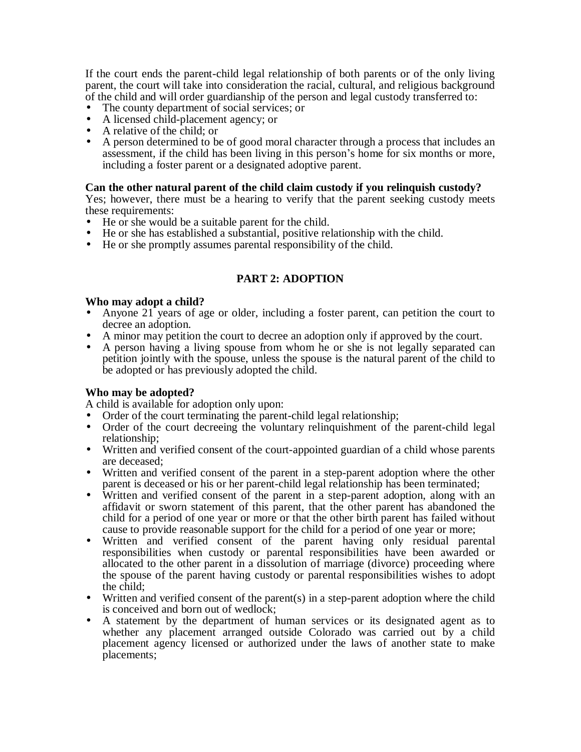If the court ends the parent-child legal relationship of both parents or of the only living parent, the court will take into consideration the racial, cultural, and religious background of the child and will order guardianship of the person and legal custody transferred to:

- The county department of social services; or
- A licensed child-placement agency; or
- A relative of the child; or
- A person determined to be of good moral character through a process that includes an assessment, if the child has been living in this person's home for six months or more, including a foster parent or a designated adoptive parent.

**Can the other natural parent of the child claim custody if you relinquish custody?**

Yes; however, there must be a hearing to verify that the parent seeking custody meets these requirements:

- He or she would be a suitable parent for the child.
- He or she has established a substantial, positive relationship with the child.
- He or she promptly assumes parental responsibility of the child.

## PART 2: ADOPTION

**Who may adopt a child?**

- Anyone 21 years of age or older, including a foster parent, can petition the court to decree an adoption.
- A minor may petition the court to decree an adoption only if approved by the court.
- A person having a living spouse from whom he or she is not legally separated can petition jointly with the spouse, unless the spouse is the natural parent of the child to be adopted or has previously adopted the child.

**Who may be adopted?**

A child is available for adoption only upon:

- Order of the court terminating the parent-child legal relationship;
- Order of the court decreeing the voluntary relinquishment of the parent-child legal relationship;
- Written and verified consent of the court-appointed guardian of a child whose parents are deceased;
- Written and verified consent of the parent in a step-parent adoption where the other parent is deceased or his or her parent-child legal relationship has been terminated;
- Written and verified consent of the parent in a step-parent adoption, along with an affidavit or sworn statement of this parent, that the other parent has abandoned the child for a period of one year or more or that the other birth parent has failed without cause to provide reasonable support for the child for a period of one year or more;
- Written and verified consent of the parent having only residual parental responsibilities when custody or parental responsibilities have been awarded or allocated to the other parent in a dissolution of marriage (divorce) proceeding where the spouse of the parent having custody or parental responsibilities wishes to adopt the child;
- Written and verified consent of the parent(s) in a step-parent adoption where the child is conceived and born out of wedlock;
- A statement by the department of human services or its designated agent as to whether any placement arranged outside Colorado was carried out by a child placement agency licensed or authorized under the laws of another state to make placements;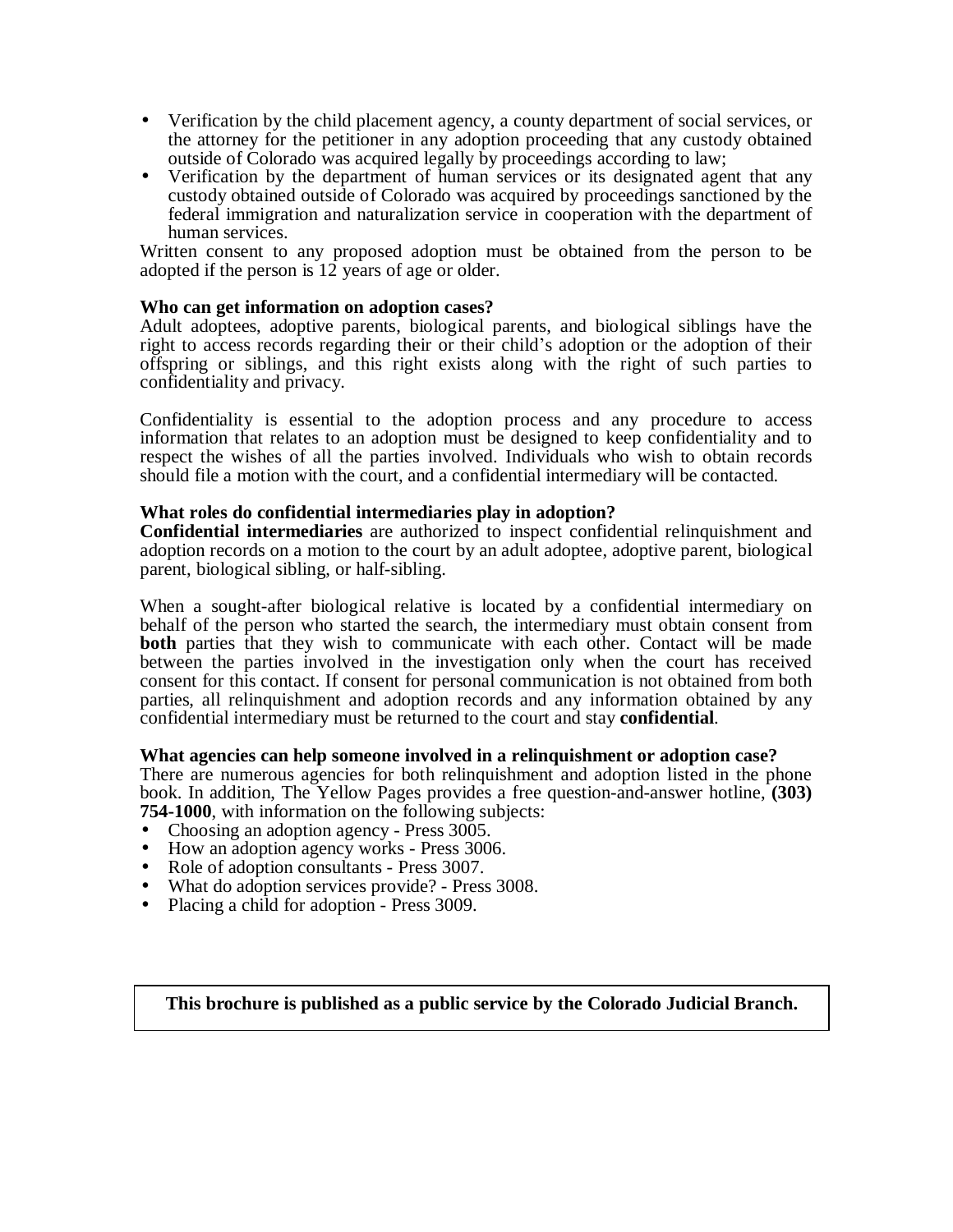- Verification by the child placement agency, a county department of social services, or the attorney for the petitioner in any adoption proceeding that any custody obtained outside of Colorado was acquired legally by proceedings according to law;
- Verification by the department of human services or its designated agent that any custody obtained outside of Colorado was acquired by proceedings sanctioned by the federal immigration and naturalization service in cooperation with the department of human services.

Written consent to any proposed adoption must be obtained from the person to be adopted if the person is 12 years of age or older.

**Who can get information on adoption cases?**
Adult adoptees, adoptive parents, biological parents, and biological siblings have the right to access records regarding their or their child's adoption or the adoption of their offspring or siblings, and this right exists along with the right of such parties to confidentiality and privacy.

Confidentiality is essential to the adoption process and any procedure to access information that relates to an adoption must be designed to keep confidentiality and to respect the wishes of all the parties involved. Individuals who wish to obtain records should file a motion with the court, and a confidential intermediary will be contacted.

**What roles do confidential intermediaries play in adoption?**
**Confidential intermediaries** are authorized to inspect confidential relinquishment and adoption records on a motion to the court by an adult adoptee, adoptive parent, biological parent, biological sibling, or half-sibling.

When a sought-after biological relative is located by a confidential intermediary on behalf of the person who started the search, the intermediary must obtain consent from **both** parties that they wish to communicate with each other. Contact will be made between the parties involved in the investigation only when the court has received consent for this contact. If consent for personal communication is not obtained from both parties, all relinquishment and adoption records and any information obtained by any confidential intermediary must be returned to the court and stay **confidential**.

**What agencies can help someone involved in a relinquishment or adoption case?**
There are numerous agencies for both relinquishment and adoption listed in the phone book. In addition, The Yellow Pages provides a free question-and-answer hotline, **(303) 754-1000**, with information on the following subjects:

- Choosing an adoption agency - Press 3005.
- How an adoption agency works - Press 3006.
- Role of adoption consultants - Press 3007.
- What do adoption services provide? - Press 3008.
- Placing a child for adoption - Press 3009.

**This brochure is published as a public service by the Colorado Judicial Branch.**